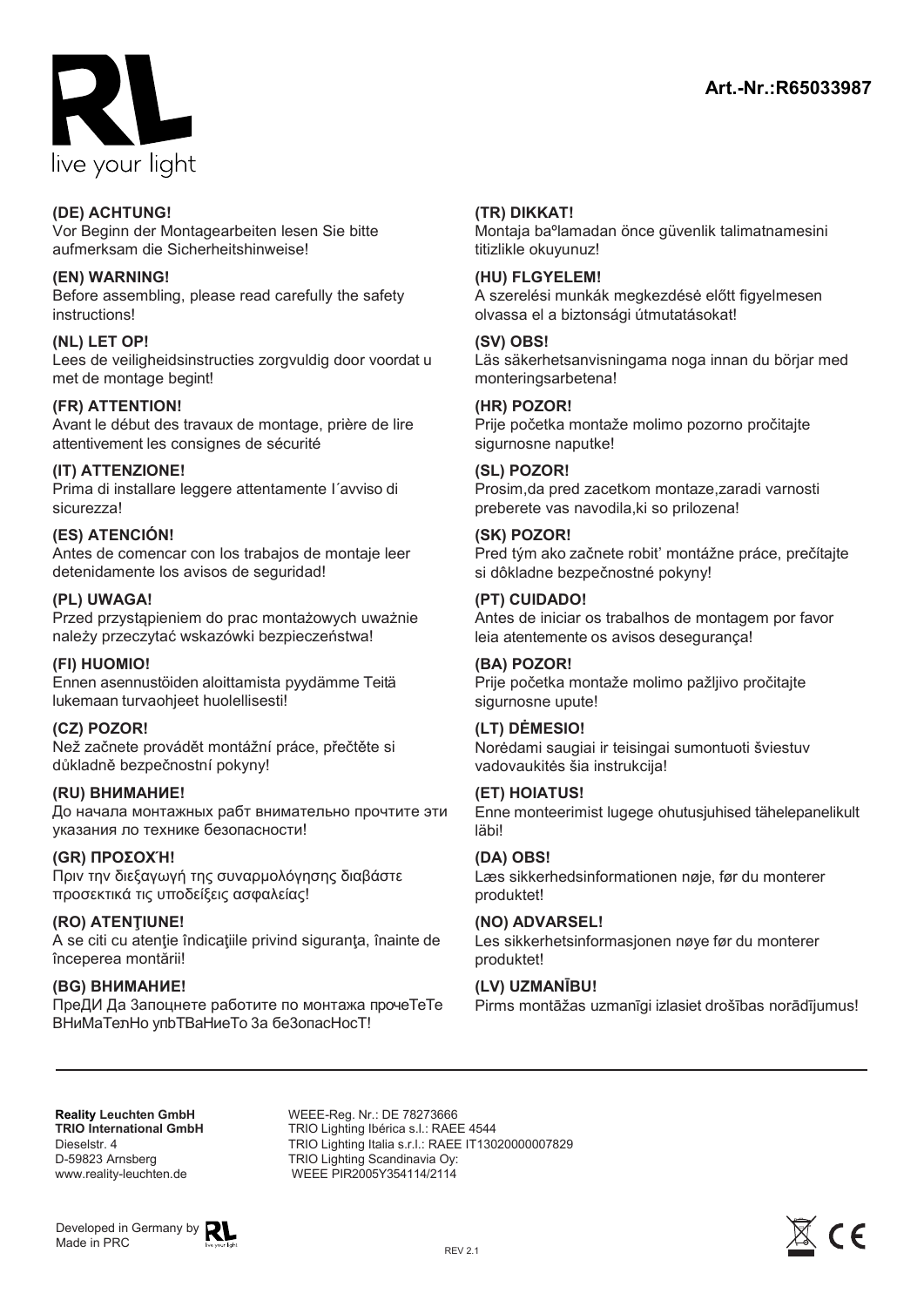RL
live your light

**Art.-Nr.:R65033987**

**(DE) ACHTUNG!**
Vor Beginn der Montagearbeiten lesen Sie bitte aufmerksam die Sicherheitshinweise!

**(EN) WARNING!**
Before assembling, please read carefully the safety instructions!

**(NL) LET OP!**
Lees de veiligheidsinstructies zorgvuldig door voordat u met de montage begint!

**(FR) ATTENTION!**
Avant le début des travaux de montage, prière de lire attentivement les consignes de sécurité

**(IT) ATTENZIONE!**
Prima di installare leggere attentamente I´avviso di sicurezza!

**(ES) ATENCIÓN!**
Antes de comencar con los trabajos de montaje leer detenidamente los avisos de seguridad!

**(PL) UWAGA!**
Przed przystąpieniem do prac montażowych uważnie należy przeczytać wskazówki bezpieczeństwa!

**(FI) HUOMIO!**
Ennen asennustöiden aloittamista pyydämme Teitä lukemaan turvaohjeet huolellisesti!

**(CZ) POZOR!**
Než začnete provádět montážní práce, přečtěte si důkladně bezpečnostní pokyny!

**(RU) ВНИМАНИЕ!**
До начала монтажных рабт внимательно прочтите эти указания ло технике безопасности!

**(GR) ΠΡΟΣΟΧΉ!**
Πριν την διεξαγωγή της συναρμολόγησης διαβάστε προσεκτικά τις υποδείξεις ασφαλείας!

**(RO) ATENŢIUNE!**
A se citi cu atenţie îndicaţiile privind siguranţa, înainte de începerea montării!

**(BG) ВНИМАНИЕ!**
ПреДИ Да Започнете работите по монтажа прочеТеТе ВНиМаТелНо упbТВаНиеТо За беЗопасНосТ!

**(TR) DIKKAT!**
Montaja baºlamadan önce güvenlik talimatnamesini titizlikle okuyunuz!

**(HU) FLGYELEM!**
A szerelési munkák megkezdésé előtt figyelmesen olvassa el a biztonsági útmutatásokat!

**(SV) OBS!**
Läs säkerhetsanvisningama noga innan du börjar med monteringsarbetena!

**(HR) POZOR!**
Prije početka montaže molimo pozorno pročitajte sigurnosne naputke!

**(SL) POZOR!**
Prosim,da pred zacetkom montaze,zaradi varnosti preberete vas navodila,ki so prilozena!

**(SK) POZOR!**
Pred tým ako začnete robit' montážne práce, prečítajte si dôkladne bezpečnostné pokyny!

**(PT) CUIDADO!**
Antes de iniciar os trabalhos de montagem por favor leia atentemente os avisos desegurança!

**(BA) POZOR!**
Prije početka montaže molimo pažljivo pročitajte sigurnosne upute!

**(LT) DĖMESIO!**
Norėdami saugiai ir teisingai sumontuoti šviestuv vadovaukitės šia instrukcija!

**(ET) HOIATUS!**
Enne monteerimist lugege ohutusjuhised tähelepanelikult läbi!

**(DA) OBS!**
Læs sikkerhedsinformationen nøje, før du monterer produktet!

**(NO) ADVARSEL!**
Les sikkerhetsinformasjonen nøye før du monterer produktet!

**(LV) UZMANĪBU!**
Pirms montāžas uzmanīgi izlasiet drošības norādījumus!

---

**Reality Leuchten GmbH**
**TRIO International GmbH**
Dieselstr. 4
D-59823 Arnsberg
www.reality-leuchten.de

WEEE-Reg. Nr.: DE 78273666
TRIO Lighting Ibérica s.l.: RAEE 4544
TRIO Lighting Italia s.r.l.: RAEE IT13020000007829
TRIO Lighting Scandinavia Oy:
WEEE PIR2005Y354114/2114

Developed in Germany by RL
Made in PRC

REV 2.1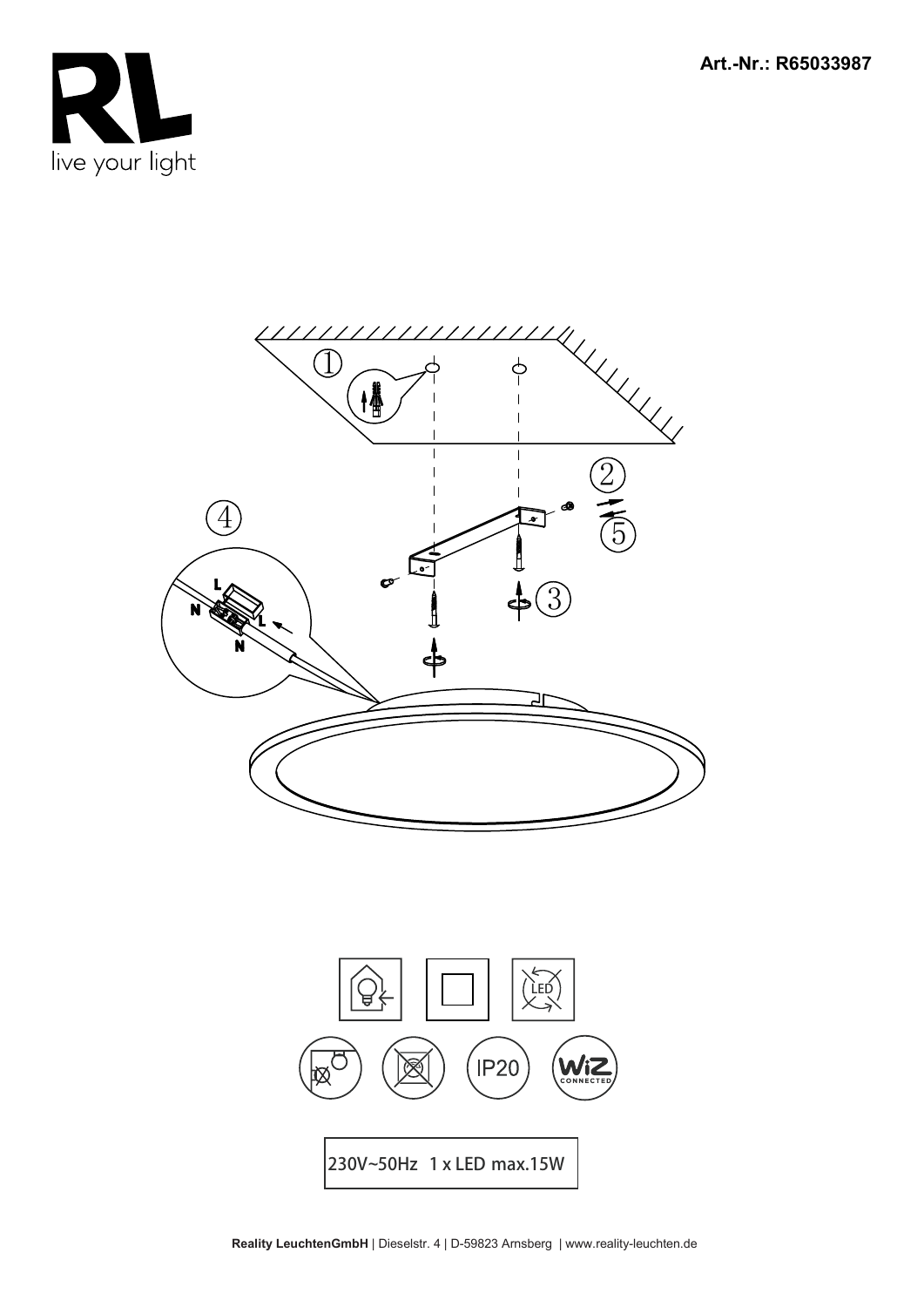Art.-Nr.: R65033987

RL

live your light

①

②

⑤

④

③

L

N

L

N

LED

IP20

WiZ CONNECTED

230V~50Hz 1 x LED max.15W

**Reality LeuchtenGmbH** | Dieselstr. 4 | D-59823 Arnsberg | www.reality-leuchten.de